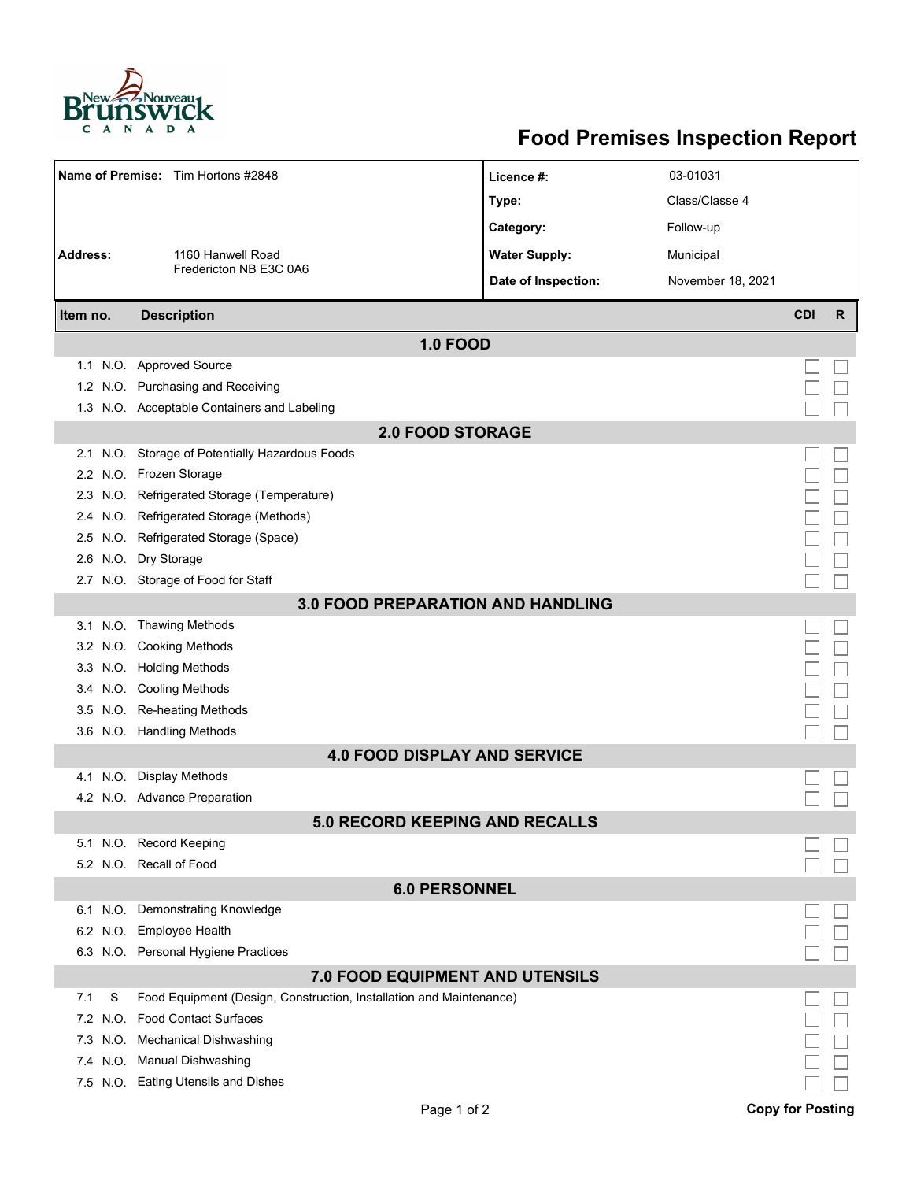# Food Premises Inspection Report

| | | | |
|---|---|---|---|
| **Name of Premise:** | Tim Hortons #2848 | **Licence #:** | 03-01031 |
| | | **Type:** | Class/Classe 4 |
| | | **Category:** | Follow-up |
| **Address:** | 1160 Hanwell Road<br>Fredericton NB E3C 0A6 | **Water Supply:** | Municipal |
| | | **Date of Inspection:** | November 18, 2021 |

| Item no. | | Description | CDI | R |
|---|---|---|---|---|
| **1.0 FOOD** | | | | |
| 1.1 | N.O. | Approved Source | ☐ | ☐ |
| 1.2 | N.O. | Purchasing and Receiving | ☐ | ☐ |
| 1.3 | N.O. | Acceptable Containers and Labeling | ☐ | ☐ |
| **2.0 FOOD STORAGE** | | | | |
| 2.1 | N.O. | Storage of Potentially Hazardous Foods | ☐ | ☐ |
| 2.2 | N.O. | Frozen Storage | ☐ | ☐ |
| 2.3 | N.O. | Refrigerated Storage (Temperature) | ☐ | ☐ |
| 2.4 | N.O. | Refrigerated Storage (Methods) | ☐ | ☐ |
| 2.5 | N.O. | Refrigerated Storage (Space) | ☐ | ☐ |
| 2.6 | N.O. | Dry Storage | ☐ | ☐ |
| 2.7 | N.O. | Storage of Food for Staff | ☐ | ☐ |
| **3.0 FOOD PREPARATION AND HANDLING** | | | | |
| 3.1 | N.O. | Thawing Methods | ☐ | ☐ |
| 3.2 | N.O. | Cooking Methods | ☐ | ☐ |
| 3.3 | N.O. | Holding Methods | ☐ | ☐ |
| 3.4 | N.O. | Cooling Methods | ☐ | ☐ |
| 3.5 | N.O. | Re-heating Methods | ☐ | ☐ |
| 3.6 | N.O. | Handling Methods | ☐ | ☐ |
| **4.0 FOOD DISPLAY AND SERVICE** | | | | |
| 4.1 | N.O. | Display Methods | ☐ | ☐ |
| 4.2 | N.O. | Advance Preparation | ☐ | ☐ |
| **5.0 RECORD KEEPING AND RECALLS** | | | | |
| 5.1 | N.O. | Record Keeping | ☐ | ☐ |
| 5.2 | N.O. | Recall of Food | ☐ | ☐ |
| **6.0 PERSONNEL** | | | | |
| 6.1 | N.O. | Demonstrating Knowledge | ☐ | ☐ |
| 6.2 | N.O. | Employee Health | ☐ | ☐ |
| 6.3 | N.O. | Personal Hygiene Practices | ☐ | ☐ |
| **7.0 FOOD EQUIPMENT AND UTENSILS** | | | | |
| 7.1 | S | Food Equipment (Design, Construction, Installation and Maintenance) | ☐ | ☐ |
| 7.2 | N.O. | Food Contact Surfaces | ☐ | ☐ |
| 7.3 | N.O. | Mechanical Dishwashing | ☐ | ☐ |
| 7.4 | N.O. | Manual Dishwashing | ☐ | ☐ |
| 7.5 | N.O. | Eating Utensils and Dishes | ☐ | ☐ |

**Copy for Posting**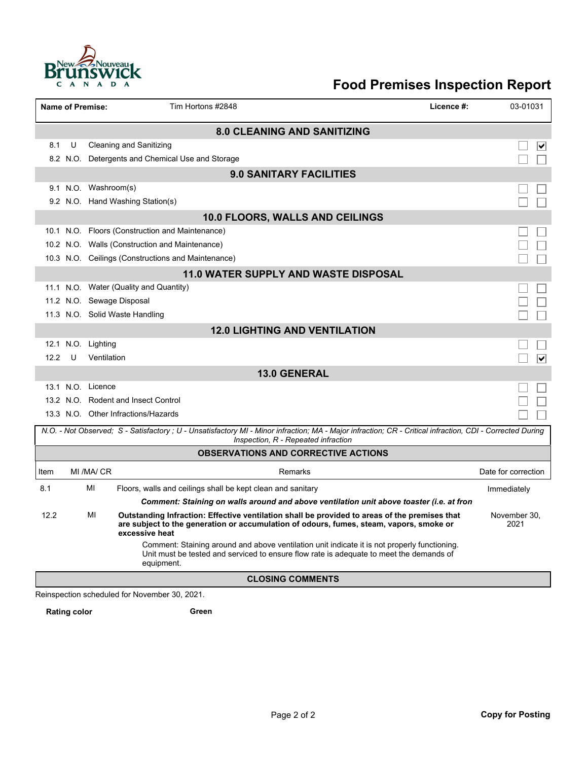# Food Premises Inspection Report

| **Name of Premise:** | Tim Hortons #2848 | **Licence #:** | 03-01031 |
|---|---|---|---|

## 8.0 CLEANING AND SANITIZING

| | | | | |
|---|---|---|---|---|
| 8.1 | U | Cleaning and Sanitizing | ☐ | ☑ |
| 8.2 | N.O. | Detergents and Chemical Use and Storage | ☐ | ☐ |

## 9.0 SANITARY FACILITIES

| | | | | |
|---|---|---|---|---|
| 9.1 | N.O. | Washroom(s) | ☐ | ☐ |
| 9.2 | N.O. | Hand Washing Station(s) | ☐ | ☐ |

## 10.0 FLOORS, WALLS AND CEILINGS

| | | | | |
|---|---|---|---|---|
| 10.1 | N.O. | Floors (Construction and Maintenance) | ☐ | ☐ |
| 10.2 | N.O. | Walls (Construction and Maintenance) | ☐ | ☐ |
| 10.3 | N.O. | Ceilings (Constructions and Maintenance) | ☐ | ☐ |

## 11.0 WATER SUPPLY AND WASTE DISPOSAL

| | | | | |
|---|---|---|---|---|
| 11.1 | N.O. | Water (Quality and Quantity) | ☐ | ☐ |
| 11.2 | N.O. | Sewage Disposal | ☐ | ☐ |
| 11.3 | N.O. | Solid Waste Handling | ☐ | ☐ |

## 12.0 LIGHTING AND VENTILATION

| | | | | |
|---|---|---|---|---|
| 12.1 | N.O. | Lighting | ☐ | ☐ |
| 12.2 | U | Ventilation | ☐ | ☑ |

## 13.0 GENERAL

| | | | | |
|---|---|---|---|---|
| 13.1 | N.O. | Licence | ☐ | ☐ |
| 13.2 | N.O. | Rodent and Insect Control | ☐ | ☐ |
| 13.3 | N.O. | Other Infractions/Hazards | ☐ | ☐ |

*N.O. - Not Observed; S - Satisfactory ; U - Unsatisfactory MI - Minor infraction; MA - Major infraction; CR - Critical infraction, CDI - Corrected During Inspection, R - Repeated infraction*

## OBSERVATIONS AND CORRECTIVE ACTIONS

| Item | MI /MA/ CR | Remarks | Date for correction |
|---|---|---|---|
| 8.1 | MI | Floors, walls and ceilings shall be kept clean and sanitary<br>***Comment: Staining on walls around and above ventilation unit above toaster (i.e. at fron*** | Immediately |
| 12.2 | MI | **Outstanding Infraction: Effective ventilation shall be provided to areas of the premises that are subject to the generation or accumulation of odours, fumes, steam, vapors, smoke or excessive heat**<br>Comment: Staining around and above ventilation unit indicate it is not properly functioning. Unit must be tested and serviced to ensure flow rate is adequate to meet the demands of equipment. | November 30, 2021 |

## CLOSING COMMENTS

Reinspection scheduled for November 30, 2021.

**Rating color** **Green**

**Copy for Posting**